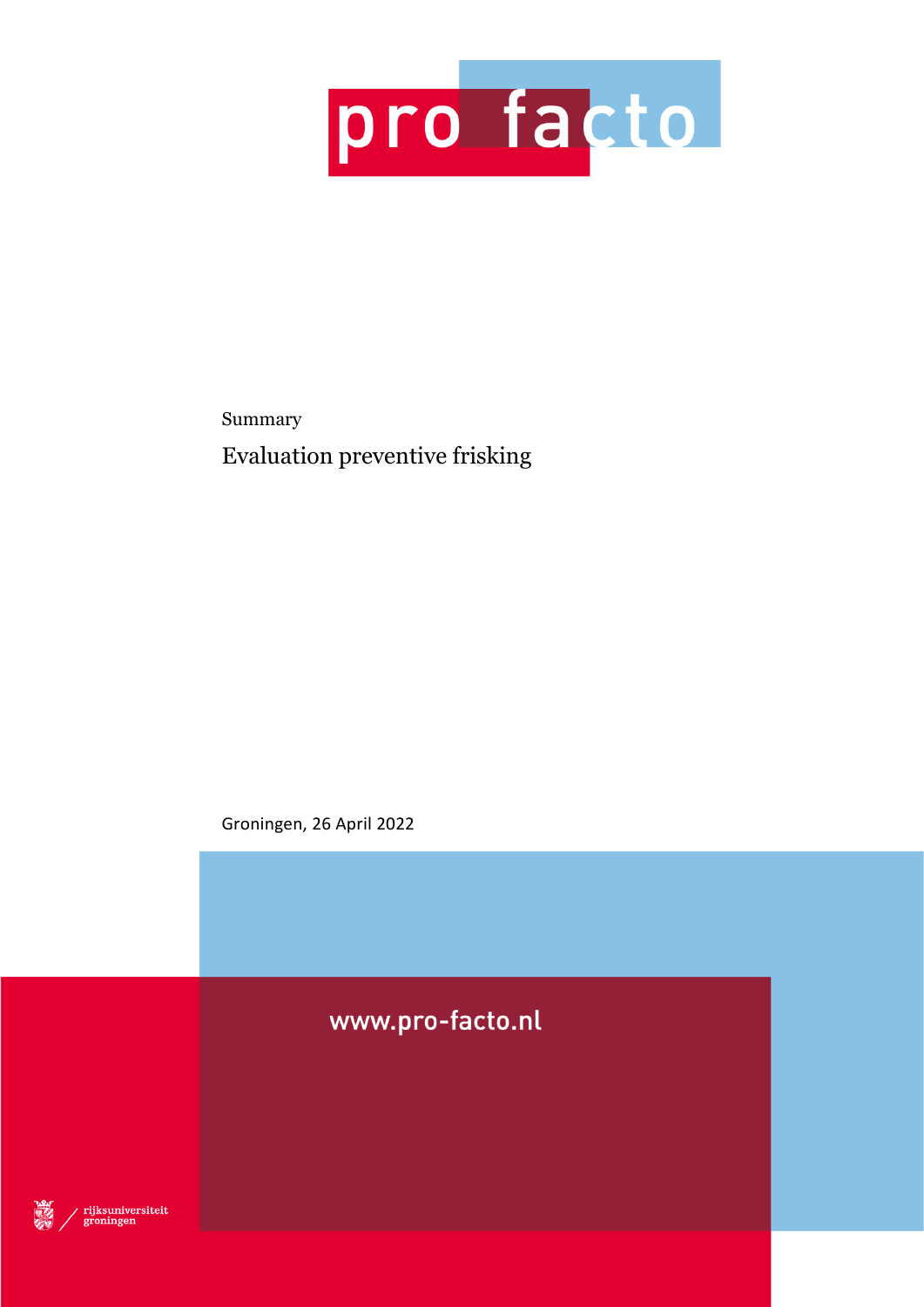pro facto

Summary

# Evaluation preventive frisking

Groningen, 26 April 2022

www.pro-facto.nl

rijksuniversiteit groningen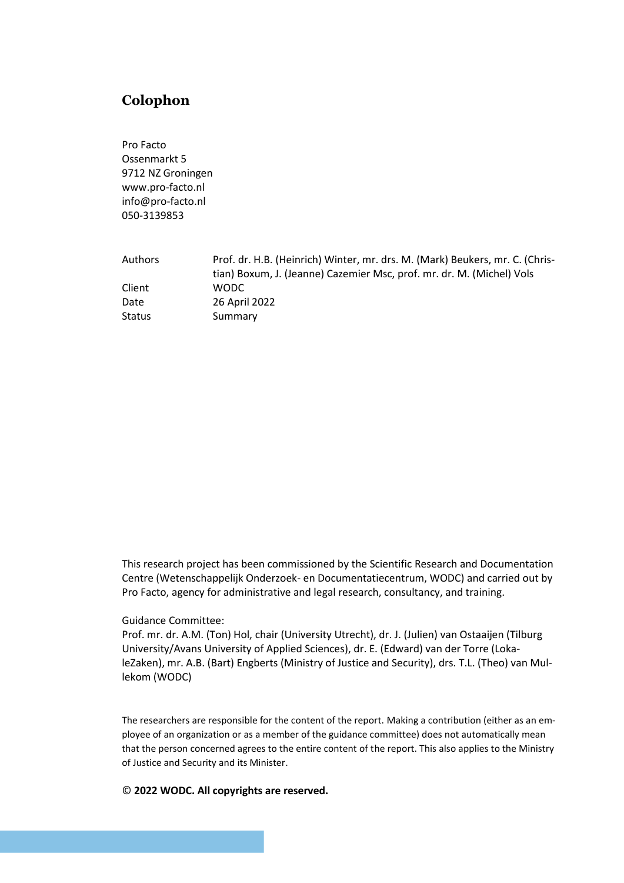## Colophon

Pro Facto
Ossenmarkt 5
9712 NZ Groningen
www.pro-facto.nl
info@pro-facto.nl
050-3139853

| | |
|---|---|
| Authors | Prof. dr. H.B. (Heinrich) Winter, mr. drs. M. (Mark) Beukers, mr. C. (Christian) Boxum, J. (Jeanne) Cazemier Msc, prof. mr. dr. M. (Michel) Vols |
| Client | WODC |
| Date | 26 April 2022 |
| Status | Summary |

This research project has been commissioned by the Scientific Research and Documentation Centre (Wetenschappelijk Onderzoek- en Documentatiecentrum, WODC) and carried out by Pro Facto, agency for administrative and legal research, consultancy, and training.

Guidance Committee:
Prof. mr. dr. A.M. (Ton) Hol, chair (University Utrecht), dr. J. (Julien) van Ostaaijen (Tilburg University/Avans University of Applied Sciences), dr. E. (Edward) van der Torre (LokaleZaken), mr. A.B. (Bart) Engberts (Ministry of Justice and Security), drs. T.L. (Theo) van Mullekom (WODC)

The researchers are responsible for the content of the report. Making a contribution (either as an employee of an organization or as a member of the guidance committee) does not automatically mean that the person concerned agrees to the entire content of the report. This also applies to the Ministry of Justice and Security and its Minister.

**© 2022 WODC. All copyrights are reserved.**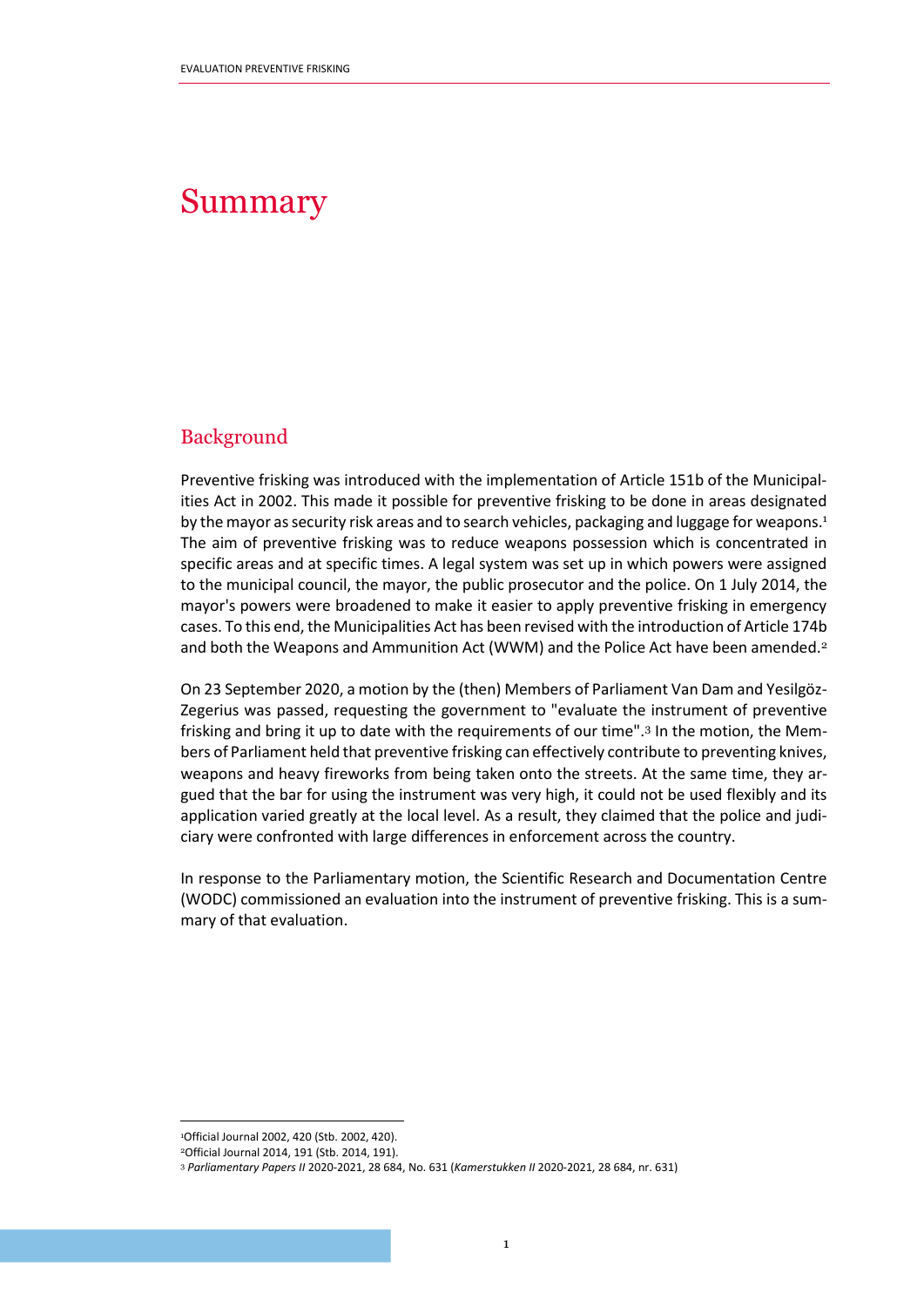# Summary

## Background

Preventive frisking was introduced with the implementation of Article 151b of the Municipalities Act in 2002. This made it possible for preventive frisking to be done in areas designated by the mayor as security risk areas and to search vehicles, packaging and luggage for weapons.[1] The aim of preventive frisking was to reduce weapons possession which is concentrated in specific areas and at specific times. A legal system was set up in which powers were assigned to the municipal council, the mayor, the public prosecutor and the police. On 1 July 2014, the mayor's powers were broadened to make it easier to apply preventive frisking in emergency cases. To this end, the Municipalities Act has been revised with the introduction of Article 174b and both the Weapons and Ammunition Act (WWM) and the Police Act have been amended.[2]

On 23 September 2020, a motion by the (then) Members of Parliament Van Dam and Yesilgöz-Zegerius was passed, requesting the government to "evaluate the instrument of preventive frisking and bring it up to date with the requirements of our time".[3] In the motion, the Members of Parliament held that preventive frisking can effectively contribute to preventing knives, weapons and heavy fireworks from being taken onto the streets. At the same time, they argued that the bar for using the instrument was very high, it could not be used flexibly and its application varied greatly at the local level. As a result, they claimed that the police and judiciary were confronted with large differences in enforcement across the country.

In response to the Parliamentary motion, the Scientific Research and Documentation Centre (WODC) commissioned an evaluation into the instrument of preventive frisking. This is a summary of that evaluation.

---

[1] Official Journal 2002, 420 (Stb. 2002, 420).

[2] Official Journal 2014, 191 (Stb. 2014, 191).

[3] *Parliamentary Papers II* 2020-2021, 28 684, No. 631 (*Kamerstukken II* 2020-2021, 28 684, nr. 631)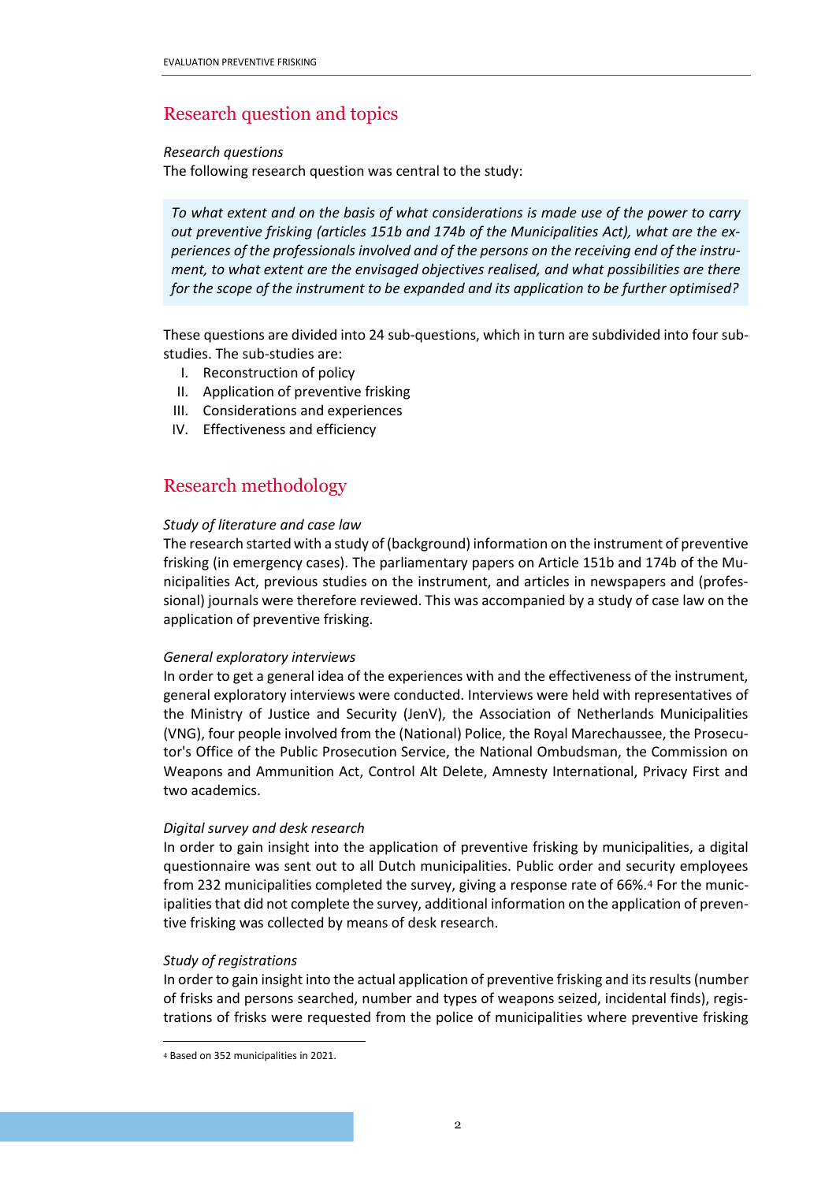## Research question and topics

*Research questions*

The following research question was central to the study:

> *To what extent and on the basis of what considerations is made use of the power to carry out preventive frisking (articles 151b and 174b of the Municipalities Act), what are the experiences of the professionals involved and of the persons on the receiving end of the instrument, to what extent are the envisaged objectives realised, and what possibilities are there for the scope of the instrument to be expanded and its application to be further optimised?*

These questions are divided into 24 sub-questions, which in turn are subdivided into four sub-studies. The sub-studies are:

I. Reconstruction of policy
II. Application of preventive frisking
III. Considerations and experiences
IV. Effectiveness and efficiency

## Research methodology

*Study of literature and case law*

The research started with a study of (background) information on the instrument of preventive frisking (in emergency cases). The parliamentary papers on Article 151b and 174b of the Municipalities Act, previous studies on the instrument, and articles in newspapers and (professional) journals were therefore reviewed. This was accompanied by a study of case law on the application of preventive frisking.

*General exploratory interviews*

In order to get a general idea of the experiences with and the effectiveness of the instrument, general exploratory interviews were conducted. Interviews were held with representatives of the Ministry of Justice and Security (JenV), the Association of Netherlands Municipalities (VNG), four people involved from the (National) Police, the Royal Marechaussee, the Prosecutor's Office of the Public Prosecution Service, the National Ombudsman, the Commission on Weapons and Ammunition Act, Control Alt Delete, Amnesty International, Privacy First and two academics.

*Digital survey and desk research*

In order to gain insight into the application of preventive frisking by municipalities, a digital questionnaire was sent out to all Dutch municipalities. Public order and security employees from 232 municipalities completed the survey, giving a response rate of 66%.[4] For the municipalities that did not complete the survey, additional information on the application of preventive frisking was collected by means of desk research.

*Study of registrations*

In order to gain insight into the actual application of preventive frisking and its results (number of frisks and persons searched, number and types of weapons seized, incidental finds), registrations of frisks were requested from the police of municipalities where preventive frisking

[4] Based on 352 municipalities in 2021.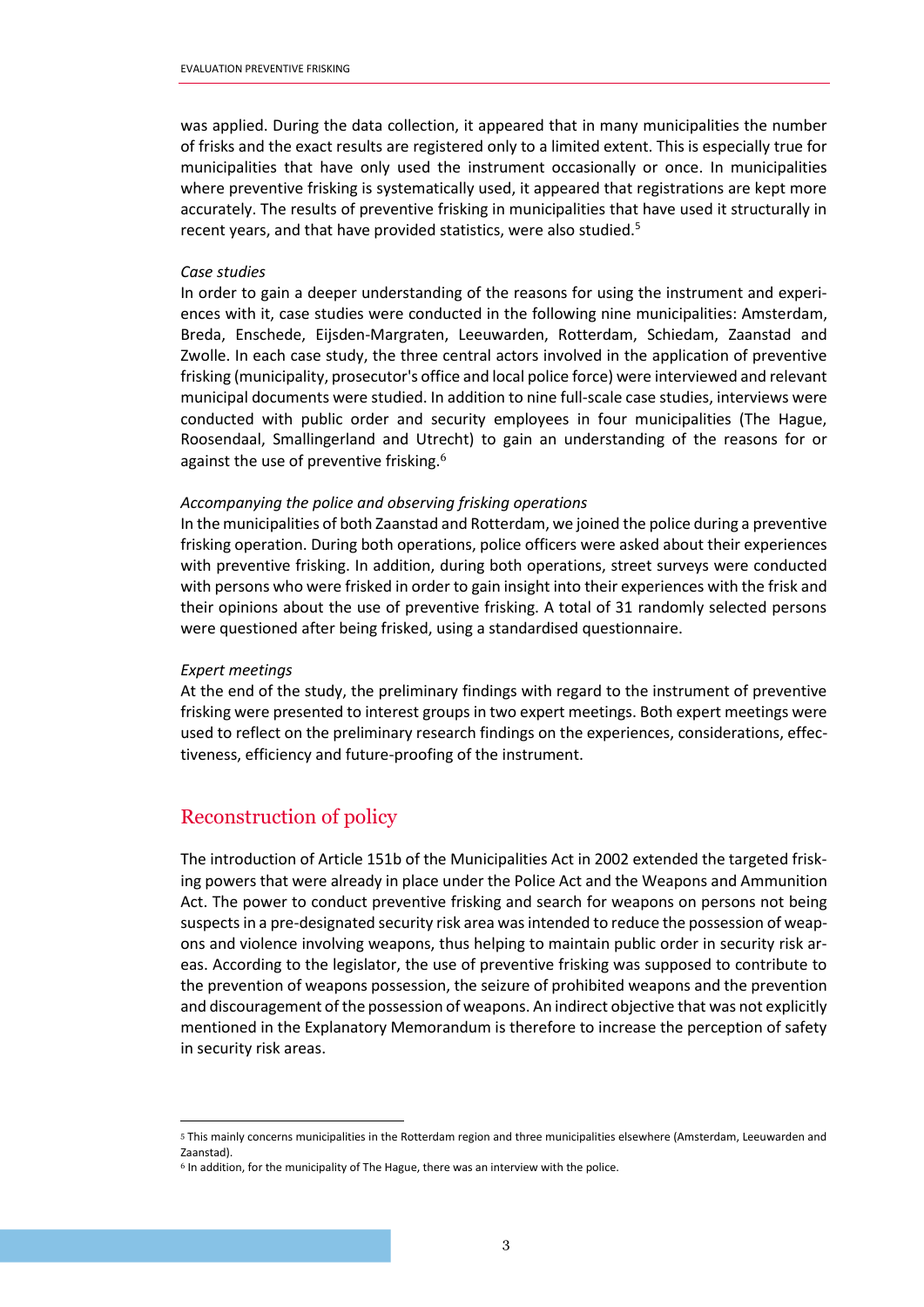was applied. During the data collection, it appeared that in many municipalities the number of frisks and the exact results are registered only to a limited extent. This is especially true for municipalities that have only used the instrument occasionally or once. In municipalities where preventive frisking is systematically used, it appeared that registrations are kept more accurately. The results of preventive frisking in municipalities that have used it structurally in recent years, and that have provided statistics, were also studied.[5]

*Case studies*

In order to gain a deeper understanding of the reasons for using the instrument and experiences with it, case studies were conducted in the following nine municipalities: Amsterdam, Breda, Enschede, Eijsden-Margraten, Leeuwarden, Rotterdam, Schiedam, Zaanstad and Zwolle. In each case study, the three central actors involved in the application of preventive frisking (municipality, prosecutor's office and local police force) were interviewed and relevant municipal documents were studied. In addition to nine full-scale case studies, interviews were conducted with public order and security employees in four municipalities (The Hague, Roosendaal, Smallingerland and Utrecht) to gain an understanding of the reasons for or against the use of preventive frisking.[6]

*Accompanying the police and observing frisking operations*

In the municipalities of both Zaanstad and Rotterdam, we joined the police during a preventive frisking operation. During both operations, police officers were asked about their experiences with preventive frisking. In addition, during both operations, street surveys were conducted with persons who were frisked in order to gain insight into their experiences with the frisk and their opinions about the use of preventive frisking. A total of 31 randomly selected persons were questioned after being frisked, using a standardised questionnaire.

*Expert meetings*

At the end of the study, the preliminary findings with regard to the instrument of preventive frisking were presented to interest groups in two expert meetings. Both expert meetings were used to reflect on the preliminary research findings on the experiences, considerations, effectiveness, efficiency and future-proofing of the instrument.

## Reconstruction of policy

The introduction of Article 151b of the Municipalities Act in 2002 extended the targeted frisking powers that were already in place under the Police Act and the Weapons and Ammunition Act. The power to conduct preventive frisking and search for weapons on persons not being suspects in a pre-designated security risk area was intended to reduce the possession of weapons and violence involving weapons, thus helping to maintain public order in security risk areas. According to the legislator, the use of preventive frisking was supposed to contribute to the prevention of weapons possession, the seizure of prohibited weapons and the prevention and discouragement of the possession of weapons. An indirect objective that was not explicitly mentioned in the Explanatory Memorandum is therefore to increase the perception of safety in security risk areas.

---

[5] This mainly concerns municipalities in the Rotterdam region and three municipalities elsewhere (Amsterdam, Leeuwarden and Zaanstad).

[6] In addition, for the municipality of The Hague, there was an interview with the police.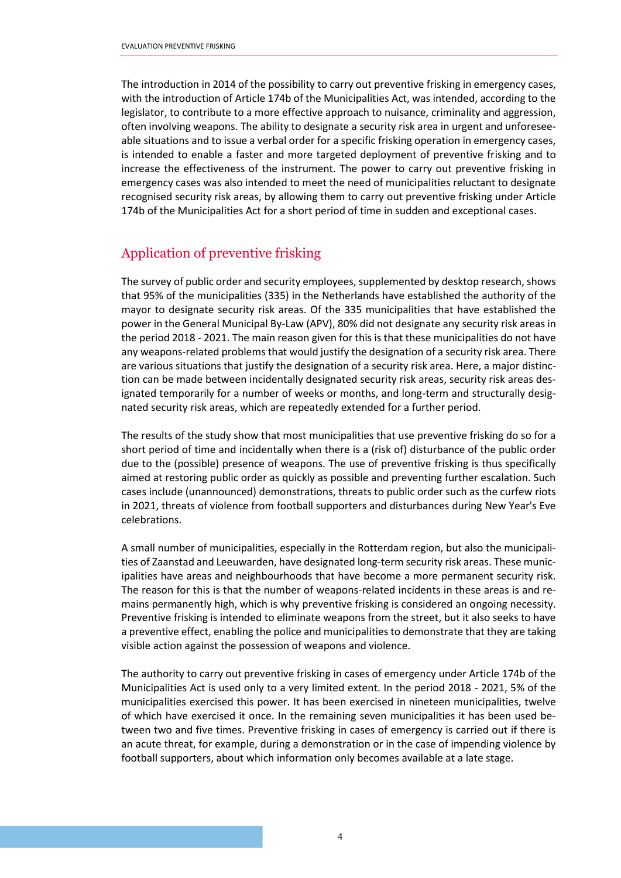The introduction in 2014 of the possibility to carry out preventive frisking in emergency cases, with the introduction of Article 174b of the Municipalities Act, was intended, according to the legislator, to contribute to a more effective approach to nuisance, criminality and aggression, often involving weapons. The ability to designate a security risk area in urgent and unforeseeable situations and to issue a verbal order for a specific frisking operation in emergency cases, is intended to enable a faster and more targeted deployment of preventive frisking and to increase the effectiveness of the instrument. The power to carry out preventive frisking in emergency cases was also intended to meet the need of municipalities reluctant to designate recognised security risk areas, by allowing them to carry out preventive frisking under Article 174b of the Municipalities Act for a short period of time in sudden and exceptional cases.

## Application of preventive frisking

The survey of public order and security employees, supplemented by desktop research, shows that 95% of the municipalities (335) in the Netherlands have established the authority of the mayor to designate security risk areas. Of the 335 municipalities that have established the power in the General Municipal By-Law (APV), 80% did not designate any security risk areas in the period 2018 - 2021. The main reason given for this is that these municipalities do not have any weapons-related problems that would justify the designation of a security risk area. There are various situations that justify the designation of a security risk area. Here, a major distinction can be made between incidentally designated security risk areas, security risk areas designated temporarily for a number of weeks or months, and long-term and structurally designated security risk areas, which are repeatedly extended for a further period.

The results of the study show that most municipalities that use preventive frisking do so for a short period of time and incidentally when there is a (risk of) disturbance of the public order due to the (possible) presence of weapons. The use of preventive frisking is thus specifically aimed at restoring public order as quickly as possible and preventing further escalation. Such cases include (unannounced) demonstrations, threats to public order such as the curfew riots in 2021, threats of violence from football supporters and disturbances during New Year's Eve celebrations.

A small number of municipalities, especially in the Rotterdam region, but also the municipalities of Zaanstad and Leeuwarden, have designated long-term security risk areas. These municipalities have areas and neighbourhoods that have become a more permanent security risk. The reason for this is that the number of weapons-related incidents in these areas is and remains permanently high, which is why preventive frisking is considered an ongoing necessity. Preventive frisking is intended to eliminate weapons from the street, but it also seeks to have a preventive effect, enabling the police and municipalities to demonstrate that they are taking visible action against the possession of weapons and violence.

The authority to carry out preventive frisking in cases of emergency under Article 174b of the Municipalities Act is used only to a very limited extent. In the period 2018 - 2021, 5% of the municipalities exercised this power. It has been exercised in nineteen municipalities, twelve of which have exercised it once. In the remaining seven municipalities it has been used between two and five times. Preventive frisking in cases of emergency is carried out if there is an acute threat, for example, during a demonstration or in the case of impending violence by football supporters, about which information only becomes available at a late stage.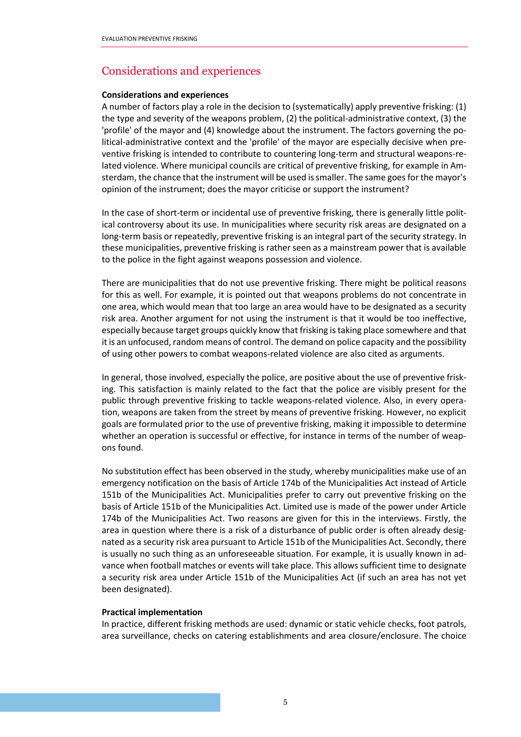## Considerations and experiences

**Considerations and experiences**

A number of factors play a role in the decision to (systematically) apply preventive frisking: (1) the type and severity of the weapons problem, (2) the political-administrative context, (3) the 'profile' of the mayor and (4) knowledge about the instrument. The factors governing the political-administrative context and the 'profile' of the mayor are especially decisive when preventive frisking is intended to contribute to countering long-term and structural weapons-related violence. Where municipal councils are critical of preventive frisking, for example in Amsterdam, the chance that the instrument will be used is smaller. The same goes for the mayor's opinion of the instrument; does the mayor criticise or support the instrument?

In the case of short-term or incidental use of preventive frisking, there is generally little political controversy about its use. In municipalities where security risk areas are designated on a long-term basis or repeatedly, preventive frisking is an integral part of the security strategy. In these municipalities, preventive frisking is rather seen as a mainstream power that is available to the police in the fight against weapons possession and violence.

There are municipalities that do not use preventive frisking. There might be political reasons for this as well. For example, it is pointed out that weapons problems do not concentrate in one area, which would mean that too large an area would have to be designated as a security risk area. Another argument for not using the instrument is that it would be too ineffective, especially because target groups quickly know that frisking is taking place somewhere and that it is an unfocused, random means of control. The demand on police capacity and the possibility of using other powers to combat weapons-related violence are also cited as arguments.

In general, those involved, especially the police, are positive about the use of preventive frisking. This satisfaction is mainly related to the fact that the police are visibly present for the public through preventive frisking to tackle weapons-related violence. Also, in every operation, weapons are taken from the street by means of preventive frisking. However, no explicit goals are formulated prior to the use of preventive frisking, making it impossible to determine whether an operation is successful or effective, for instance in terms of the number of weapons found.

No substitution effect has been observed in the study, whereby municipalities make use of an emergency notification on the basis of Article 174b of the Municipalities Act instead of Article 151b of the Municipalities Act. Municipalities prefer to carry out preventive frisking on the basis of Article 151b of the Municipalities Act. Limited use is made of the power under Article 174b of the Municipalities Act. Two reasons are given for this in the interviews. Firstly, the area in question where there is a risk of a disturbance of public order is often already designated as a security risk area pursuant to Article 151b of the Municipalities Act. Secondly, there is usually no such thing as an unforeseeable situation. For example, it is usually known in advance when football matches or events will take place. This allows sufficient time to designate a security risk area under Article 151b of the Municipalities Act (if such an area has not yet been designated).

**Practical implementation**

In practice, different frisking methods are used: dynamic or static vehicle checks, foot patrols, area surveillance, checks on catering establishments and area closure/enclosure. The choice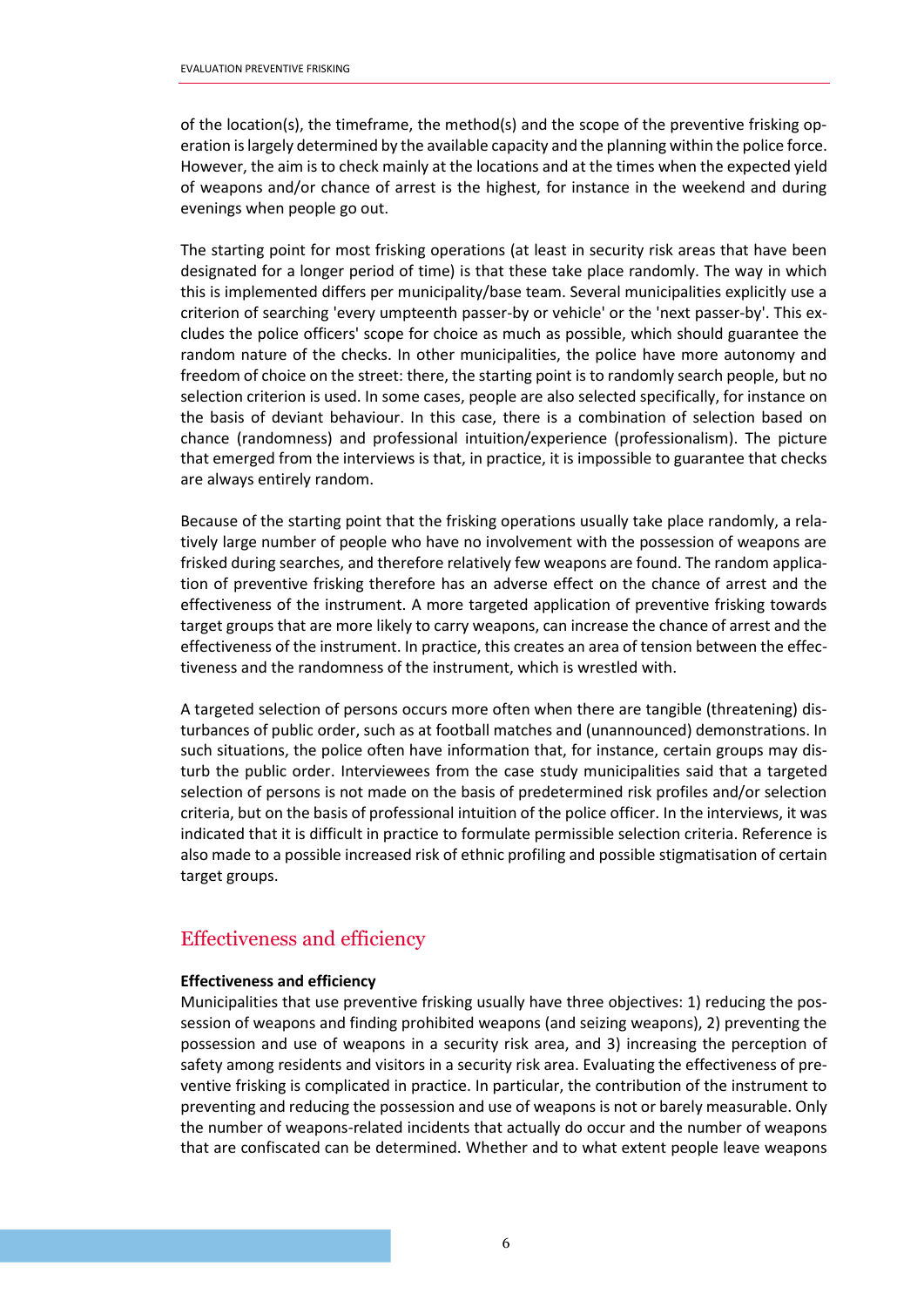of the location(s), the timeframe, the method(s) and the scope of the preventive frisking operation is largely determined by the available capacity and the planning within the police force. However, the aim is to check mainly at the locations and at the times when the expected yield of weapons and/or chance of arrest is the highest, for instance in the weekend and during evenings when people go out.

The starting point for most frisking operations (at least in security risk areas that have been designated for a longer period of time) is that these take place randomly. The way in which this is implemented differs per municipality/base team. Several municipalities explicitly use a criterion of searching 'every umpteenth passer-by or vehicle' or the 'next passer-by'. This excludes the police officers' scope for choice as much as possible, which should guarantee the random nature of the checks. In other municipalities, the police have more autonomy and freedom of choice on the street: there, the starting point is to randomly search people, but no selection criterion is used. In some cases, people are also selected specifically, for instance on the basis of deviant behaviour. In this case, there is a combination of selection based on chance (randomness) and professional intuition/experience (professionalism). The picture that emerged from the interviews is that, in practice, it is impossible to guarantee that checks are always entirely random.

Because of the starting point that the frisking operations usually take place randomly, a relatively large number of people who have no involvement with the possession of weapons are frisked during searches, and therefore relatively few weapons are found. The random application of preventive frisking therefore has an adverse effect on the chance of arrest and the effectiveness of the instrument. A more targeted application of preventive frisking towards target groups that are more likely to carry weapons, can increase the chance of arrest and the effectiveness of the instrument. In practice, this creates an area of tension between the effectiveness and the randomness of the instrument, which is wrestled with.

A targeted selection of persons occurs more often when there are tangible (threatening) disturbances of public order, such as at football matches and (unannounced) demonstrations. In such situations, the police often have information that, for instance, certain groups may disturb the public order. Interviewees from the case study municipalities said that a targeted selection of persons is not made on the basis of predetermined risk profiles and/or selection criteria, but on the basis of professional intuition of the police officer. In the interviews, it was indicated that it is difficult in practice to formulate permissible selection criteria. Reference is also made to a possible increased risk of ethnic profiling and possible stigmatisation of certain target groups.

## Effectiveness and efficiency

**Effectiveness and efficiency**
Municipalities that use preventive frisking usually have three objectives: 1) reducing the possession of weapons and finding prohibited weapons (and seizing weapons), 2) preventing the possession and use of weapons in a security risk area, and 3) increasing the perception of safety among residents and visitors in a security risk area. Evaluating the effectiveness of preventive frisking is complicated in practice. In particular, the contribution of the instrument to preventing and reducing the possession and use of weapons is not or barely measurable. Only the number of weapons-related incidents that actually do occur and the number of weapons that are confiscated can be determined. Whether and to what extent people leave weapons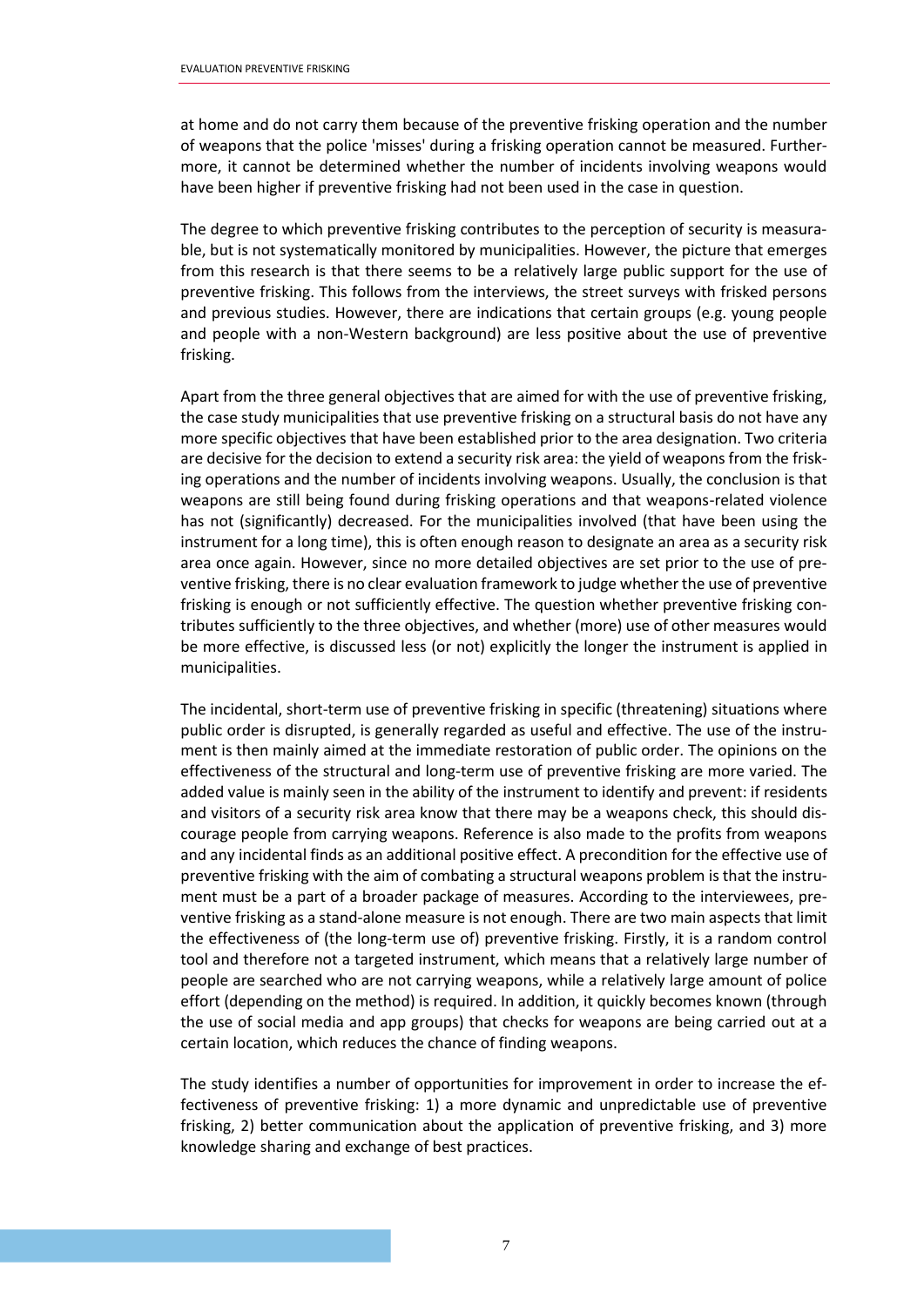at home and do not carry them because of the preventive frisking operation and the number of weapons that the police 'misses' during a frisking operation cannot be measured. Furthermore, it cannot be determined whether the number of incidents involving weapons would have been higher if preventive frisking had not been used in the case in question.

The degree to which preventive frisking contributes to the perception of security is measurable, but is not systematically monitored by municipalities. However, the picture that emerges from this research is that there seems to be a relatively large public support for the use of preventive frisking. This follows from the interviews, the street surveys with frisked persons and previous studies. However, there are indications that certain groups (e.g. young people and people with a non-Western background) are less positive about the use of preventive frisking.

Apart from the three general objectives that are aimed for with the use of preventive frisking, the case study municipalities that use preventive frisking on a structural basis do not have any more specific objectives that have been established prior to the area designation. Two criteria are decisive for the decision to extend a security risk area: the yield of weapons from the frisking operations and the number of incidents involving weapons. Usually, the conclusion is that weapons are still being found during frisking operations and that weapons-related violence has not (significantly) decreased. For the municipalities involved (that have been using the instrument for a long time), this is often enough reason to designate an area as a security risk area once again. However, since no more detailed objectives are set prior to the use of preventive frisking, there is no clear evaluation framework to judge whether the use of preventive frisking is enough or not sufficiently effective. The question whether preventive frisking contributes sufficiently to the three objectives, and whether (more) use of other measures would be more effective, is discussed less (or not) explicitly the longer the instrument is applied in municipalities.

The incidental, short-term use of preventive frisking in specific (threatening) situations where public order is disrupted, is generally regarded as useful and effective. The use of the instrument is then mainly aimed at the immediate restoration of public order. The opinions on the effectiveness of the structural and long-term use of preventive frisking are more varied. The added value is mainly seen in the ability of the instrument to identify and prevent: if residents and visitors of a security risk area know that there may be a weapons check, this should discourage people from carrying weapons. Reference is also made to the profits from weapons and any incidental finds as an additional positive effect. A precondition for the effective use of preventive frisking with the aim of combating a structural weapons problem is that the instrument must be a part of a broader package of measures. According to the interviewees, preventive frisking as a stand-alone measure is not enough. There are two main aspects that limit the effectiveness of (the long-term use of) preventive frisking. Firstly, it is a random control tool and therefore not a targeted instrument, which means that a relatively large number of people are searched who are not carrying weapons, while a relatively large amount of police effort (depending on the method) is required. In addition, it quickly becomes known (through the use of social media and app groups) that checks for weapons are being carried out at a certain location, which reduces the chance of finding weapons.

The study identifies a number of opportunities for improvement in order to increase the effectiveness of preventive frisking: 1) a more dynamic and unpredictable use of preventive frisking, 2) better communication about the application of preventive frisking, and 3) more knowledge sharing and exchange of best practices.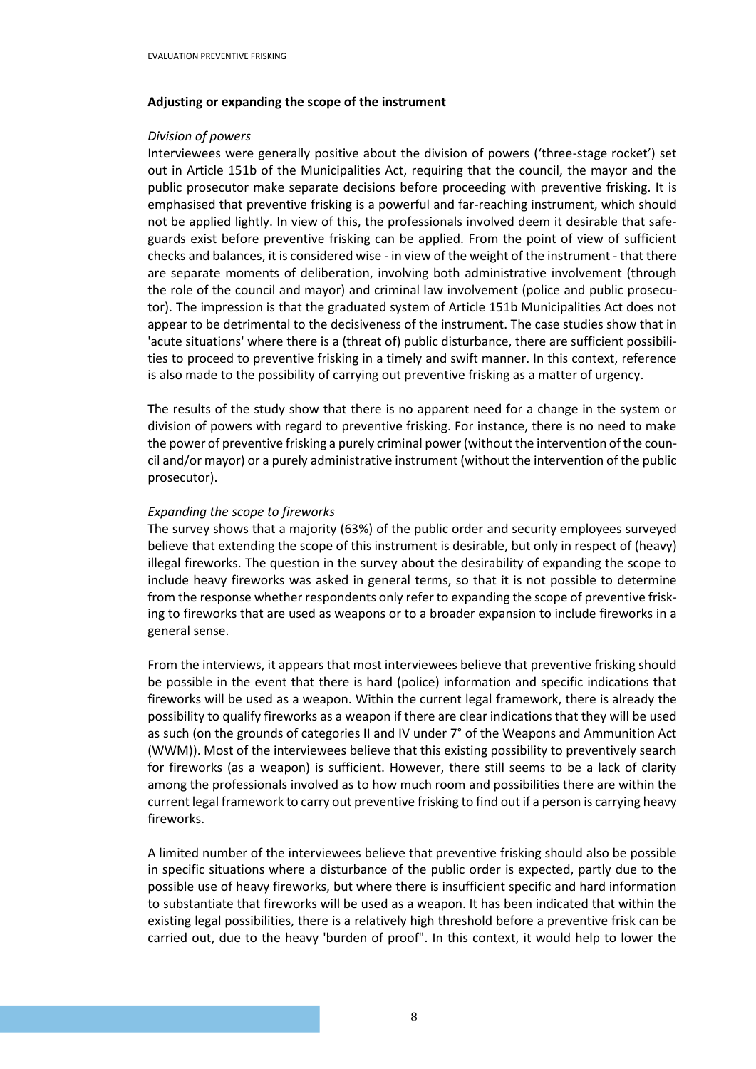**Adjusting or expanding the scope of the instrument**

*Division of powers*

Interviewees were generally positive about the division of powers ('three-stage rocket') set out in Article 151b of the Municipalities Act, requiring that the council, the mayor and the public prosecutor make separate decisions before proceeding with preventive frisking. It is emphasised that preventive frisking is a powerful and far-reaching instrument, which should not be applied lightly. In view of this, the professionals involved deem it desirable that safeguards exist before preventive frisking can be applied. From the point of view of sufficient checks and balances, it is considered wise - in view of the weight of the instrument - that there are separate moments of deliberation, involving both administrative involvement (through the role of the council and mayor) and criminal law involvement (police and public prosecutor). The impression is that the graduated system of Article 151b Municipalities Act does not appear to be detrimental to the decisiveness of the instrument. The case studies show that in 'acute situations' where there is a (threat of) public disturbance, there are sufficient possibilities to proceed to preventive frisking in a timely and swift manner. In this context, reference is also made to the possibility of carrying out preventive frisking as a matter of urgency.

The results of the study show that there is no apparent need for a change in the system or division of powers with regard to preventive frisking. For instance, there is no need to make the power of preventive frisking a purely criminal power (without the intervention of the council and/or mayor) or a purely administrative instrument (without the intervention of the public prosecutor).

*Expanding the scope to fireworks*

The survey shows that a majority (63%) of the public order and security employees surveyed believe that extending the scope of this instrument is desirable, but only in respect of (heavy) illegal fireworks. The question in the survey about the desirability of expanding the scope to include heavy fireworks was asked in general terms, so that it is not possible to determine from the response whether respondents only refer to expanding the scope of preventive frisking to fireworks that are used as weapons or to a broader expansion to include fireworks in a general sense.

From the interviews, it appears that most interviewees believe that preventive frisking should be possible in the event that there is hard (police) information and specific indications that fireworks will be used as a weapon. Within the current legal framework, there is already the possibility to qualify fireworks as a weapon if there are clear indications that they will be used as such (on the grounds of categories II and IV under 7° of the Weapons and Ammunition Act (WWM)). Most of the interviewees believe that this existing possibility to preventively search for fireworks (as a weapon) is sufficient. However, there still seems to be a lack of clarity among the professionals involved as to how much room and possibilities there are within the current legal framework to carry out preventive frisking to find out if a person is carrying heavy fireworks.

A limited number of the interviewees believe that preventive frisking should also be possible in specific situations where a disturbance of the public order is expected, partly due to the possible use of heavy fireworks, but where there is insufficient specific and hard information to substantiate that fireworks will be used as a weapon. It has been indicated that within the existing legal possibilities, there is a relatively high threshold before a preventive frisk can be carried out, due to the heavy 'burden of proof". In this context, it would help to lower the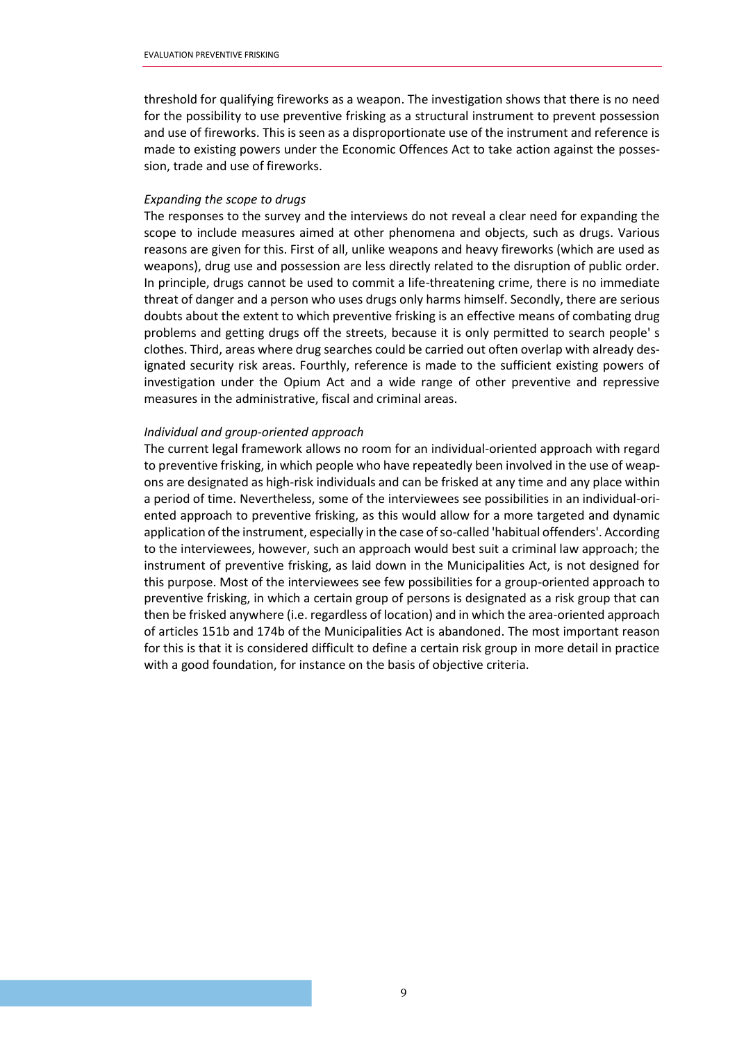threshold for qualifying fireworks as a weapon. The investigation shows that there is no need for the possibility to use preventive frisking as a structural instrument to prevent possession and use of fireworks. This is seen as a disproportionate use of the instrument and reference is made to existing powers under the Economic Offences Act to take action against the possession, trade and use of fireworks.

*Expanding the scope to drugs*

The responses to the survey and the interviews do not reveal a clear need for expanding the scope to include measures aimed at other phenomena and objects, such as drugs. Various reasons are given for this. First of all, unlike weapons and heavy fireworks (which are used as weapons), drug use and possession are less directly related to the disruption of public order. In principle, drugs cannot be used to commit a life-threatening crime, there is no immediate threat of danger and a person who uses drugs only harms himself. Secondly, there are serious doubts about the extent to which preventive frisking is an effective means of combating drug problems and getting drugs off the streets, because it is only permitted to search people' s clothes. Third, areas where drug searches could be carried out often overlap with already designated security risk areas. Fourthly, reference is made to the sufficient existing powers of investigation under the Opium Act and a wide range of other preventive and repressive measures in the administrative, fiscal and criminal areas.

*Individual and group-oriented approach*

The current legal framework allows no room for an individual-oriented approach with regard to preventive frisking, in which people who have repeatedly been involved in the use of weapons are designated as high-risk individuals and can be frisked at any time and any place within a period of time. Nevertheless, some of the interviewees see possibilities in an individual-oriented approach to preventive frisking, as this would allow for a more targeted and dynamic application of the instrument, especially in the case of so-called 'habitual offenders'. According to the interviewees, however, such an approach would best suit a criminal law approach; the instrument of preventive frisking, as laid down in the Municipalities Act, is not designed for this purpose. Most of the interviewees see few possibilities for a group-oriented approach to preventive frisking, in which a certain group of persons is designated as a risk group that can then be frisked anywhere (i.e. regardless of location) and in which the area-oriented approach of articles 151b and 174b of the Municipalities Act is abandoned. The most important reason for this is that it is considered difficult to define a certain risk group in more detail in practice with a good foundation, for instance on the basis of objective criteria.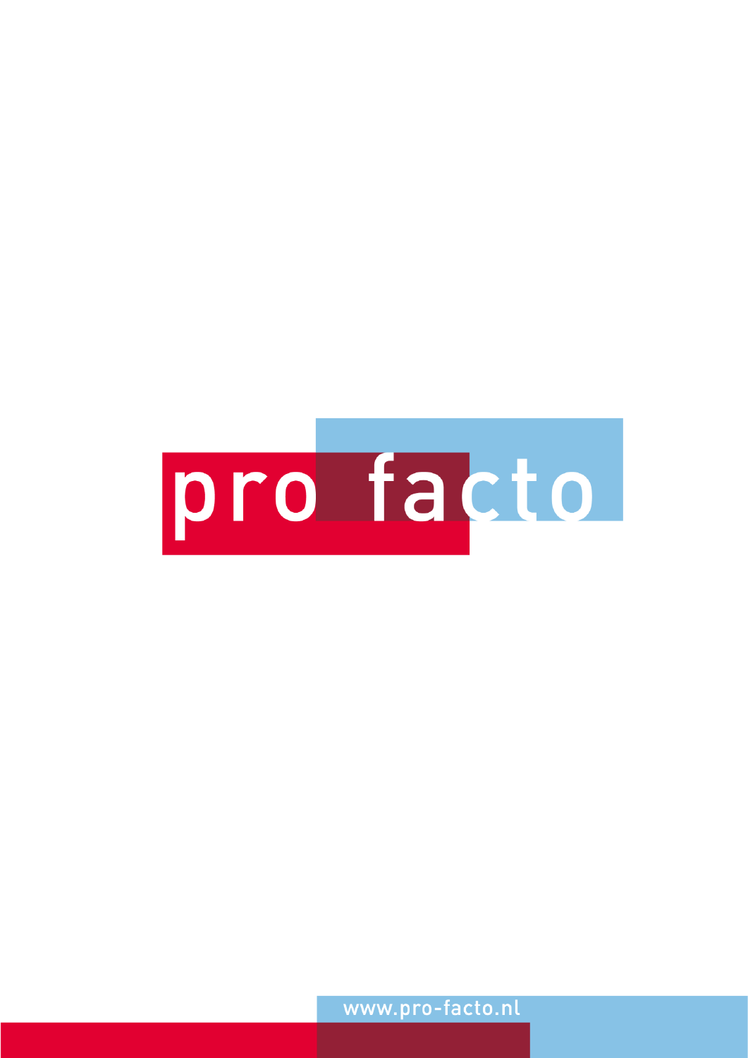pro facto

www.pro-facto.nl